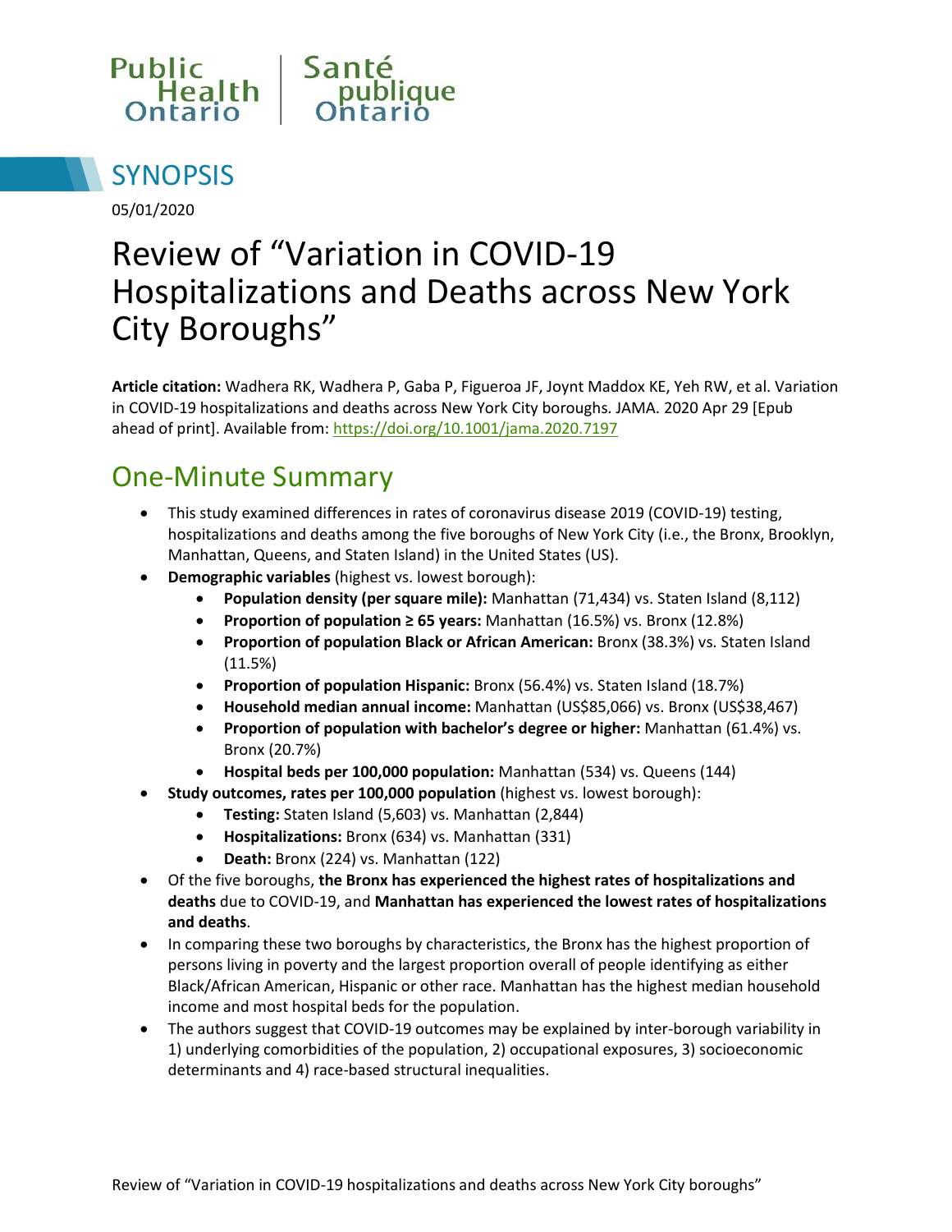Public Health Ontario | Santé publique Ontario

## SYNOPSIS

05/01/2020

# Review of "Variation in COVID-19 Hospitalizations and Deaths across New York City Boroughs"

**Article citation:** Wadhera RK, Wadhera P, Gaba P, Figueroa JF, Joynt Maddox KE, Yeh RW, et al. Variation in COVID-19 hospitalizations and deaths across New York City boroughs. JAMA. 2020 Apr 29 [Epub ahead of print]. Available from: https://doi.org/10.1001/jama.2020.7197

## One-Minute Summary

- This study examined differences in rates of coronavirus disease 2019 (COVID-19) testing, hospitalizations and deaths among the five boroughs of New York City (i.e., the Bronx, Brooklyn, Manhattan, Queens, and Staten Island) in the United States (US).
- **Demographic variables** (highest vs. lowest borough):
    - **Population density (per square mile):** Manhattan (71,434) vs. Staten Island (8,112)
    - **Proportion of population ≥ 65 years:** Manhattan (16.5%) vs. Bronx (12.8%)
    - **Proportion of population Black or African American:** Bronx (38.3%) vs. Staten Island (11.5%)
    - **Proportion of population Hispanic:** Bronx (56.4%) vs. Staten Island (18.7%)
    - **Household median annual income:** Manhattan (US$85,066) vs. Bronx (US$38,467)
    - **Proportion of population with bachelor's degree or higher:** Manhattan (61.4%) vs. Bronx (20.7%)
    - **Hospital beds per 100,000 population:** Manhattan (534) vs. Queens (144)
- **Study outcomes, rates per 100,000 population** (highest vs. lowest borough):
    - **Testing:** Staten Island (5,603) vs. Manhattan (2,844)
    - **Hospitalizations:** Bronx (634) vs. Manhattan (331)
    - **Death:** Bronx (224) vs. Manhattan (122)
- Of the five boroughs, **the Bronx has experienced the highest rates of hospitalizations and deaths** due to COVID-19, and **Manhattan has experienced the lowest rates of hospitalizations and deaths**.
- In comparing these two boroughs by characteristics, the Bronx has the highest proportion of persons living in poverty and the largest proportion overall of people identifying as either Black/African American, Hispanic or other race. Manhattan has the highest median household income and most hospital beds for the population.
- The authors suggest that COVID-19 outcomes may be explained by inter-borough variability in 1) underlying comorbidities of the population, 2) occupational exposures, 3) socioeconomic determinants and 4) race-based structural inequalities.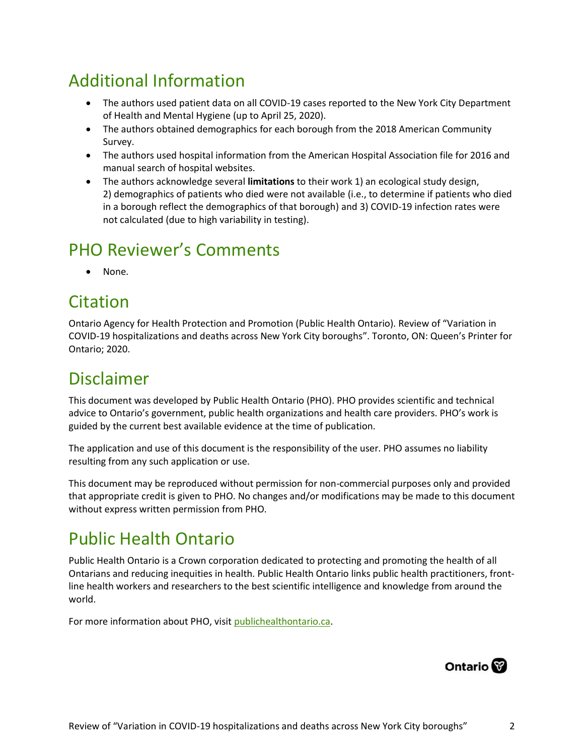## Additional Information

- The authors used patient data on all COVID-19 cases reported to the New York City Department of Health and Mental Hygiene (up to April 25, 2020).
- The authors obtained demographics for each borough from the 2018 American Community Survey.
- The authors used hospital information from the American Hospital Association file for 2016 and manual search of hospital websites.
- The authors acknowledge several **limitations** to their work 1) an ecological study design, 2) demographics of patients who died were not available (i.e., to determine if patients who died in a borough reflect the demographics of that borough) and 3) COVID-19 infection rates were not calculated (due to high variability in testing).

## PHO Reviewer's Comments

- None.

## Citation

Ontario Agency for Health Protection and Promotion (Public Health Ontario). Review of "Variation in COVID-19 hospitalizations and deaths across New York City boroughs". Toronto, ON: Queen's Printer for Ontario; 2020.

## Disclaimer

This document was developed by Public Health Ontario (PHO). PHO provides scientific and technical advice to Ontario's government, public health organizations and health care providers. PHO's work is guided by the current best available evidence at the time of publication.

The application and use of this document is the responsibility of the user. PHO assumes no liability resulting from any such application or use.

This document may be reproduced without permission for non-commercial purposes only and provided that appropriate credit is given to PHO. No changes and/or modifications may be made to this document without express written permission from PHO.

## Public Health Ontario

Public Health Ontario is a Crown corporation dedicated to protecting and promoting the health of all Ontarians and reducing inequities in health. Public Health Ontario links public health practitioners, front-line health workers and researchers to the best scientific intelligence and knowledge from around the world.

For more information about PHO, visit [publichealthontario.ca](publichealthontario.ca).

Ontario